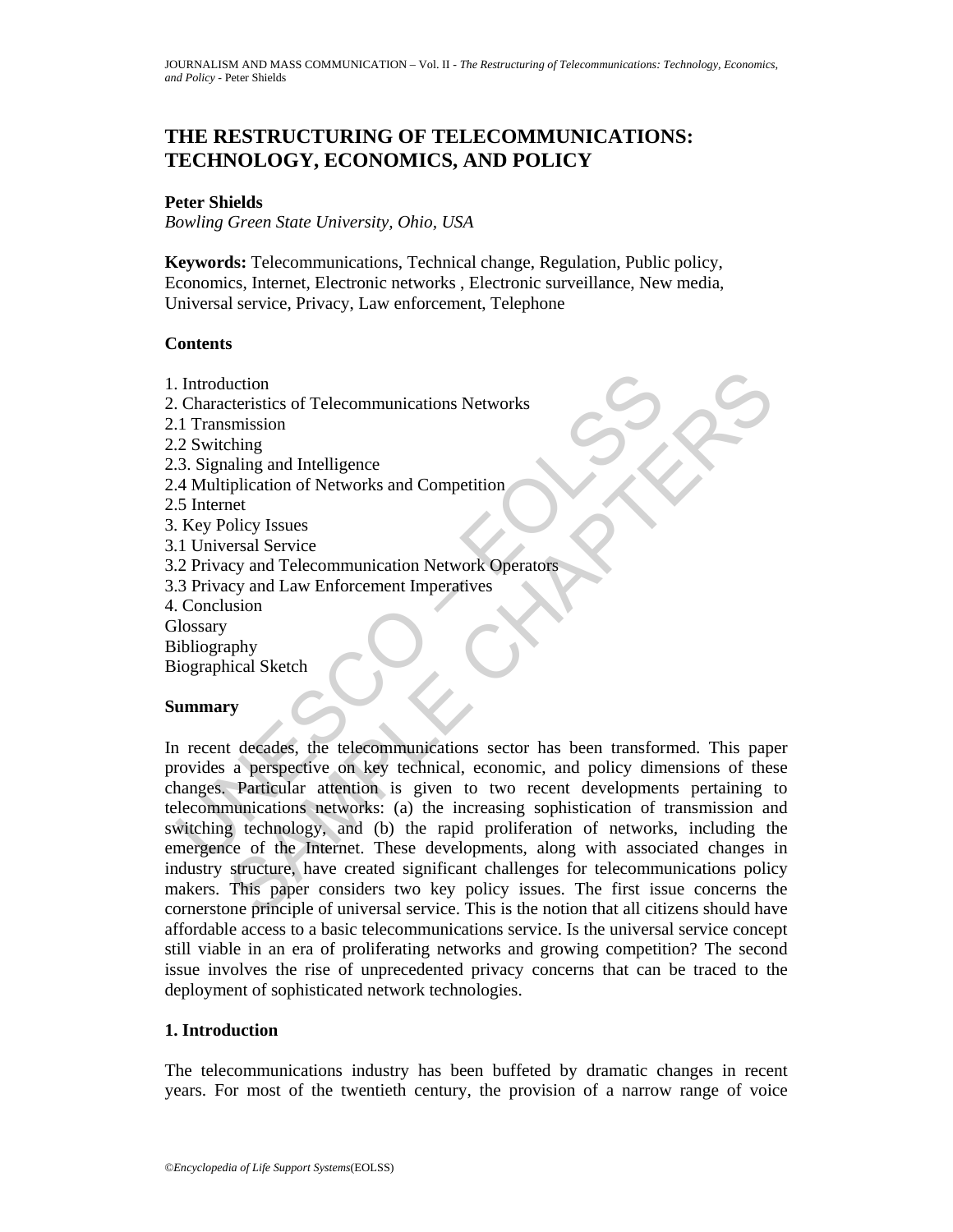# THE RESTRUCTURING OF TELECOMMUNICATIONS: TECHNOLOGY, ECONOMICS, AND POLICY

**Peter Shields**

*Bowling Green State University, Ohio, USA*

**Keywords:** Telecommunications, Technical change, Regulation, Public policy, Economics, Internet, Electronic networks , Electronic surveillance, New media, Universal service, Privacy, Law enforcement, Telephone

**Contents**

1. Introduction
2. Characteristics of Telecommunications Networks
2.1 Transmission
2.2 Switching
2.3. Signaling and Intelligence
2.4 Multiplication of Networks and Competition
2.5 Internet
3. Key Policy Issues
3.1 Universal Service
3.2 Privacy and Telecommunication Network Operators
3.3 Privacy and Law Enforcement Imperatives
4. Conclusion
Glossary
Bibliography
Biographical Sketch

**Summary**

In recent decades, the telecommunications sector has been transformed. This paper provides a perspective on key technical, economic, and policy dimensions of these changes. Particular attention is given to two recent developments pertaining to telecommunications networks: (a) the increasing sophistication of transmission and switching technology, and (b) the rapid proliferation of networks, including the emergence of the Internet. These developments, along with associated changes in industry structure, have created significant challenges for telecommunications policy makers. This paper considers two key policy issues. The first issue concerns the cornerstone principle of universal service. This is the notion that all citizens should have affordable access to a basic telecommunications service. Is the universal service concept still viable in an era of proliferating networks and growing competition? The second issue involves the rise of unprecedented privacy concerns that can be traced to the deployment of sophisticated network technologies.

## 1. Introduction

The telecommunications industry has been buffeted by dramatic changes in recent years. For most of the twentieth century, the provision of a narrow range of voice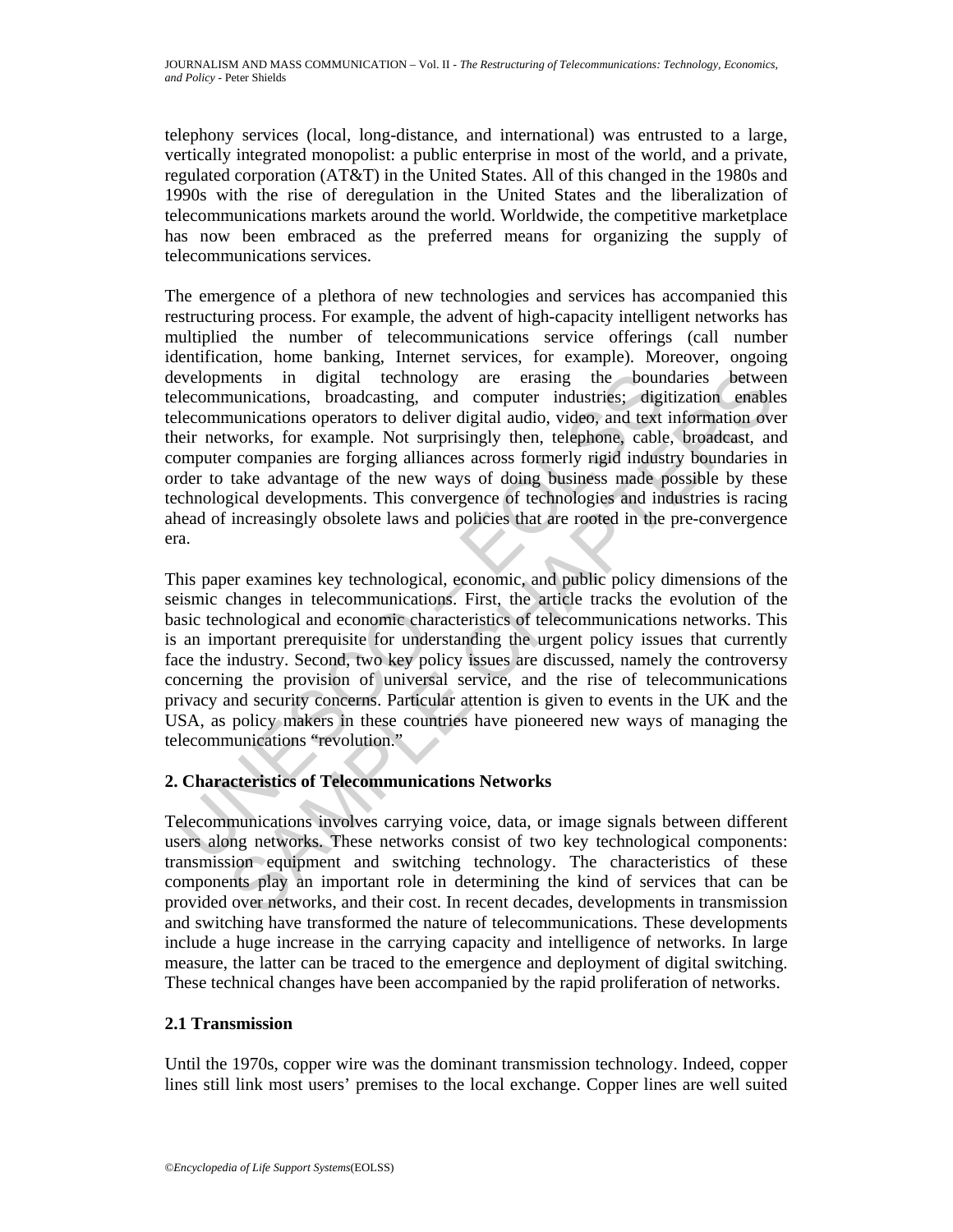telephony services (local, long-distance, and international) was entrusted to a large, vertically integrated monopolist: a public enterprise in most of the world, and a private, regulated corporation (AT&T) in the United States. All of this changed in the 1980s and 1990s with the rise of deregulation in the United States and the liberalization of telecommunications markets around the world. Worldwide, the competitive marketplace has now been embraced as the preferred means for organizing the supply of telecommunications services.

The emergence of a plethora of new technologies and services has accompanied this restructuring process. For example, the advent of high-capacity intelligent networks has multiplied the number of telecommunications service offerings (call number identification, home banking, Internet services, for example). Moreover, ongoing developments in digital technology are erasing the boundaries between telecommunications, broadcasting, and computer industries; digitization enables telecommunications operators to deliver digital audio, video, and text information over their networks, for example. Not surprisingly then, telephone, cable, broadcast, and computer companies are forging alliances across formerly rigid industry boundaries in order to take advantage of the new ways of doing business made possible by these technological developments. This convergence of technologies and industries is racing ahead of increasingly obsolete laws and policies that are rooted in the pre-convergence era.

This paper examines key technological, economic, and public policy dimensions of the seismic changes in telecommunications. First, the article tracks the evolution of the basic technological and economic characteristics of telecommunications networks. This is an important prerequisite for understanding the urgent policy issues that currently face the industry. Second, two key policy issues are discussed, namely the controversy concerning the provision of universal service, and the rise of telecommunications privacy and security concerns. Particular attention is given to events in the UK and the USA, as policy makers in these countries have pioneered new ways of managing the telecommunications "revolution."

## 2. Characteristics of Telecommunications Networks

Telecommunications involves carrying voice, data, or image signals between different users along networks. These networks consist of two key technological components: transmission equipment and switching technology. The characteristics of these components play an important role in determining the kind of services that can be provided over networks, and their cost. In recent decades, developments in transmission and switching have transformed the nature of telecommunications. These developments include a huge increase in the carrying capacity and intelligence of networks. In large measure, the latter can be traced to the emergence and deployment of digital switching. These technical changes have been accompanied by the rapid proliferation of networks.

### 2.1 Transmission

Until the 1970s, copper wire was the dominant transmission technology. Indeed, copper lines still link most users' premises to the local exchange. Copper lines are well suited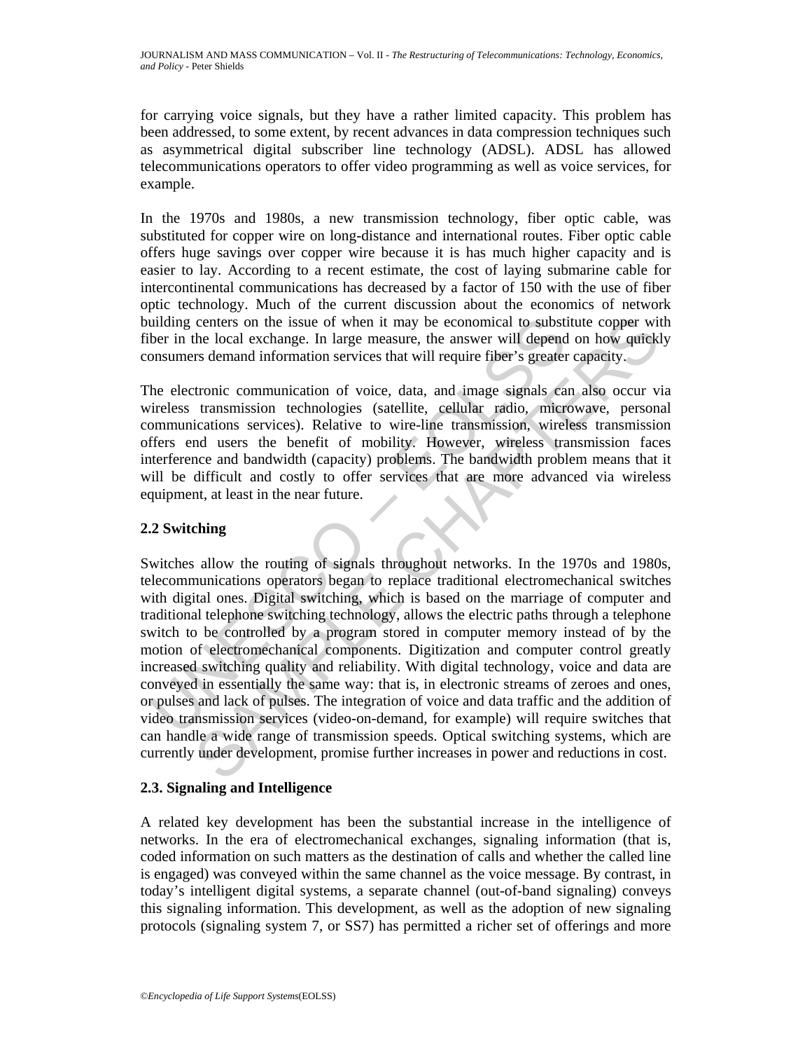for carrying voice signals, but they have a rather limited capacity. This problem has been addressed, to some extent, by recent advances in data compression techniques such as asymmetrical digital subscriber line technology (ADSL). ADSL has allowed telecommunications operators to offer video programming as well as voice services, for example.

In the 1970s and 1980s, a new transmission technology, fiber optic cable, was substituted for copper wire on long-distance and international routes. Fiber optic cable offers huge savings over copper wire because it is has much higher capacity and is easier to lay. According to a recent estimate, the cost of laying submarine cable for intercontinental communications has decreased by a factor of 150 with the use of fiber optic technology. Much of the current discussion about the economics of network building centers on the issue of when it may be economical to substitute copper with fiber in the local exchange. In large measure, the answer will depend on how quickly consumers demand information services that will require fiber's greater capacity.

The electronic communication of voice, data, and image signals can also occur via wireless transmission technologies (satellite, cellular radio, microwave, personal communications services). Relative to wire-line transmission, wireless transmission offers end users the benefit of mobility. However, wireless transmission faces interference and bandwidth (capacity) problems. The bandwidth problem means that it will be difficult and costly to offer services that are more advanced via wireless equipment, at least in the near future.

### 2.2 Switching

Switches allow the routing of signals throughout networks. In the 1970s and 1980s, telecommunications operators began to replace traditional electromechanical switches with digital ones. Digital switching, which is based on the marriage of computer and traditional telephone switching technology, allows the electric paths through a telephone switch to be controlled by a program stored in computer memory instead of by the motion of electromechanical components. Digitization and computer control greatly increased switching quality and reliability. With digital technology, voice and data are conveyed in essentially the same way: that is, in electronic streams of zeroes and ones, or pulses and lack of pulses. The integration of voice and data traffic and the addition of video transmission services (video-on-demand, for example) will require switches that can handle a wide range of transmission speeds. Optical switching systems, which are currently under development, promise further increases in power and reductions in cost.

### 2.3. Signaling and Intelligence

A related key development has been the substantial increase in the intelligence of networks. In the era of electromechanical exchanges, signaling information (that is, coded information on such matters as the destination of calls and whether the called line is engaged) was conveyed within the same channel as the voice message. By contrast, in today's intelligent digital systems, a separate channel (out-of-band signaling) conveys this signaling information. This development, as well as the adoption of new signaling protocols (signaling system 7, or SS7) has permitted a richer set of offerings and more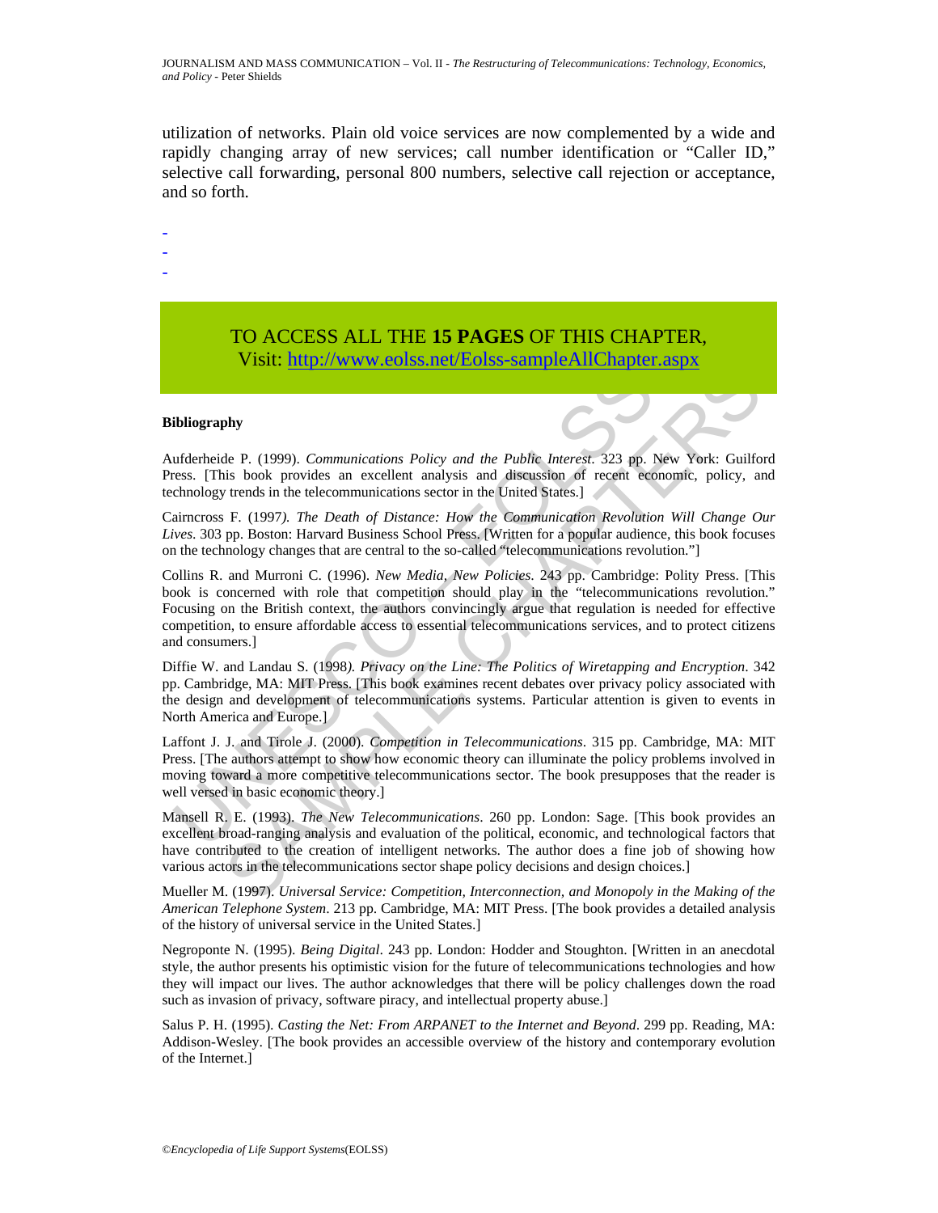utilization of networks. Plain old voice services are now complemented by a wide and rapidly changing array of new services; call number identification or "Caller ID," selective call forwarding, personal 800 numbers, selective call rejection or acceptance, and so forth.

-
-
-

TO ACCESS ALL THE **15 PAGES** OF THIS CHAPTER,
Visit: http://www.eolss.net/Eolss-sampleAllChapter.aspx

**Bibliography**

Aufderheide P. (1999). *Communications Policy and the Public Interest*. 323 pp. New York: Guilford Press. [This book provides an excellent analysis and discussion of recent economic, policy, and technology trends in the telecommunications sector in the United States.]

Cairncross F. (1997). *The Death of Distance: How the Communication Revolution Will Change Our Lives*. 303 pp. Boston: Harvard Business School Press. [Written for a popular audience, this book focuses on the technology changes that are central to the so-called "telecommunications revolution."]

Collins R. and Murroni C. (1996). *New Media, New Policies*. 243 pp. Cambridge: Polity Press. [This book is concerned with role that competition should play in the "telecommunications revolution." Focusing on the British context, the authors convincingly argue that regulation is needed for effective competition, to ensure affordable access to essential telecommunications services, and to protect citizens and consumers.]

Diffie W. and Landau S. (1998). *Privacy on the Line: The Politics of Wiretapping and Encryption*. 342 pp. Cambridge, MA: MIT Press. [This book examines recent debates over privacy policy associated with the design and development of telecommunications systems. Particular attention is given to events in North America and Europe.]

Laffont J. J. and Tirole J. (2000). *Competition in Telecommunications*. 315 pp. Cambridge, MA: MIT Press. [The authors attempt to show how economic theory can illuminate the policy problems involved in moving toward a more competitive telecommunications sector. The book presupposes that the reader is well versed in basic economic theory.]

Mansell R. E. (1993). *The New Telecommunications*. 260 pp. London: Sage. [This book provides an excellent broad-ranging analysis and evaluation of the political, economic, and technological factors that have contributed to the creation of intelligent networks. The author does a fine job of showing how various actors in the telecommunications sector shape policy decisions and design choices.]

Mueller M. (1997). *Universal Service: Competition, Interconnection, and Monopoly in the Making of the American Telephone System*. 213 pp. Cambridge, MA: MIT Press. [The book provides a detailed analysis of the history of universal service in the United States.]

Negroponte N. (1995). *Being Digital*. 243 pp. London: Hodder and Stoughton. [Written in an anecdotal style, the author presents his optimistic vision for the future of telecommunications technologies and how they will impact our lives. The author acknowledges that there will be policy challenges down the road such as invasion of privacy, software piracy, and intellectual property abuse.]

Salus P. H. (1995). *Casting the Net: From ARPANET to the Internet and Beyond*. 299 pp. Reading, MA: Addison-Wesley. [The book provides an accessible overview of the history and contemporary evolution of the Internet.]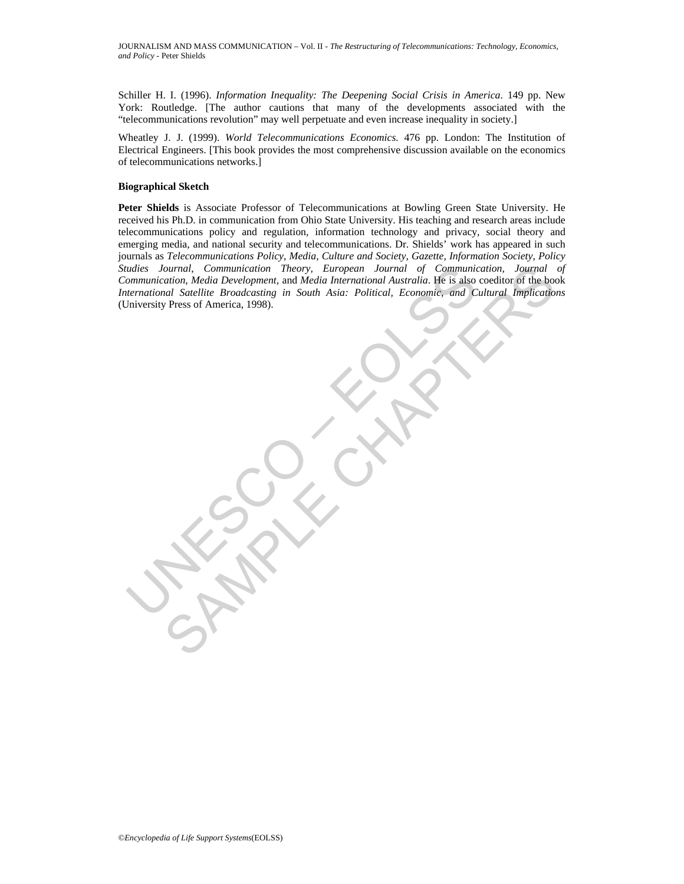Schiller H. I. (1996). *Information Inequality: The Deepening Social Crisis in America*. 149 pp. New York: Routledge. [The author cautions that many of the developments associated with the "telecommunications revolution" may well perpetuate and even increase inequality in society.]

Wheatley J. J. (1999). *World Telecommunications Economics*. 476 pp. London: The Institution of Electrical Engineers. [This book provides the most comprehensive discussion available on the economics of telecommunications networks.]

**Biographical Sketch**

**Peter Shields** is Associate Professor of Telecommunications at Bowling Green State University. He received his Ph.D. in communication from Ohio State University. His teaching and research areas include telecommunications policy and regulation, information technology and privacy, social theory and emerging media, and national security and telecommunications. Dr. Shields' work has appeared in such journals as *Telecommunications Policy*, *Media, Culture and Society*, *Gazette*, *Information Society*, *Policy Studies Journal*, *Communication Theory*, *European Journal of Communication*, *Journal of Communication*, *Media Development*, and *Media International Australia*. He is also coeditor of the book *International Satellite Broadcasting in South Asia: Political, Economic, and Cultural Implications* (University Press of America, 1998).